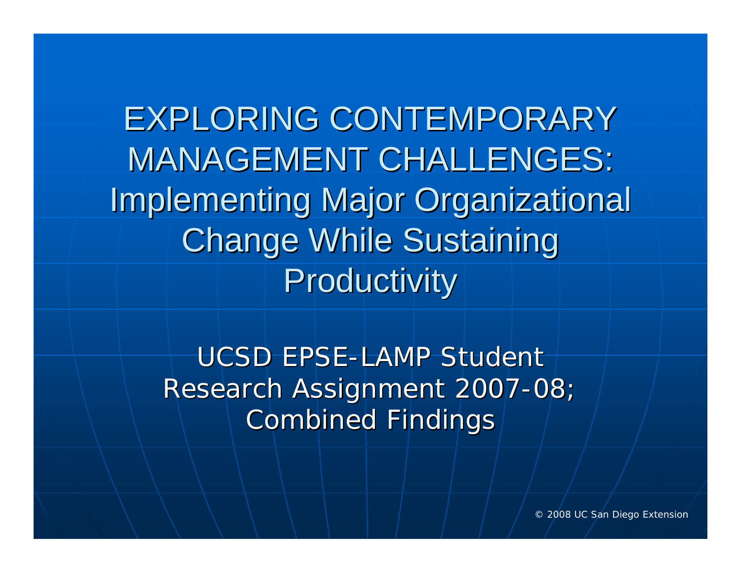# EXPLORING CONTEMPORARY MANAGEMENT CHALLENGES: Implementing Major Organizational Change While Sustaining Productivity

UCSD EPSE-LAMP Student Research Assignment 2007-08; Combined Findings

© 2008 UC San Diego Extension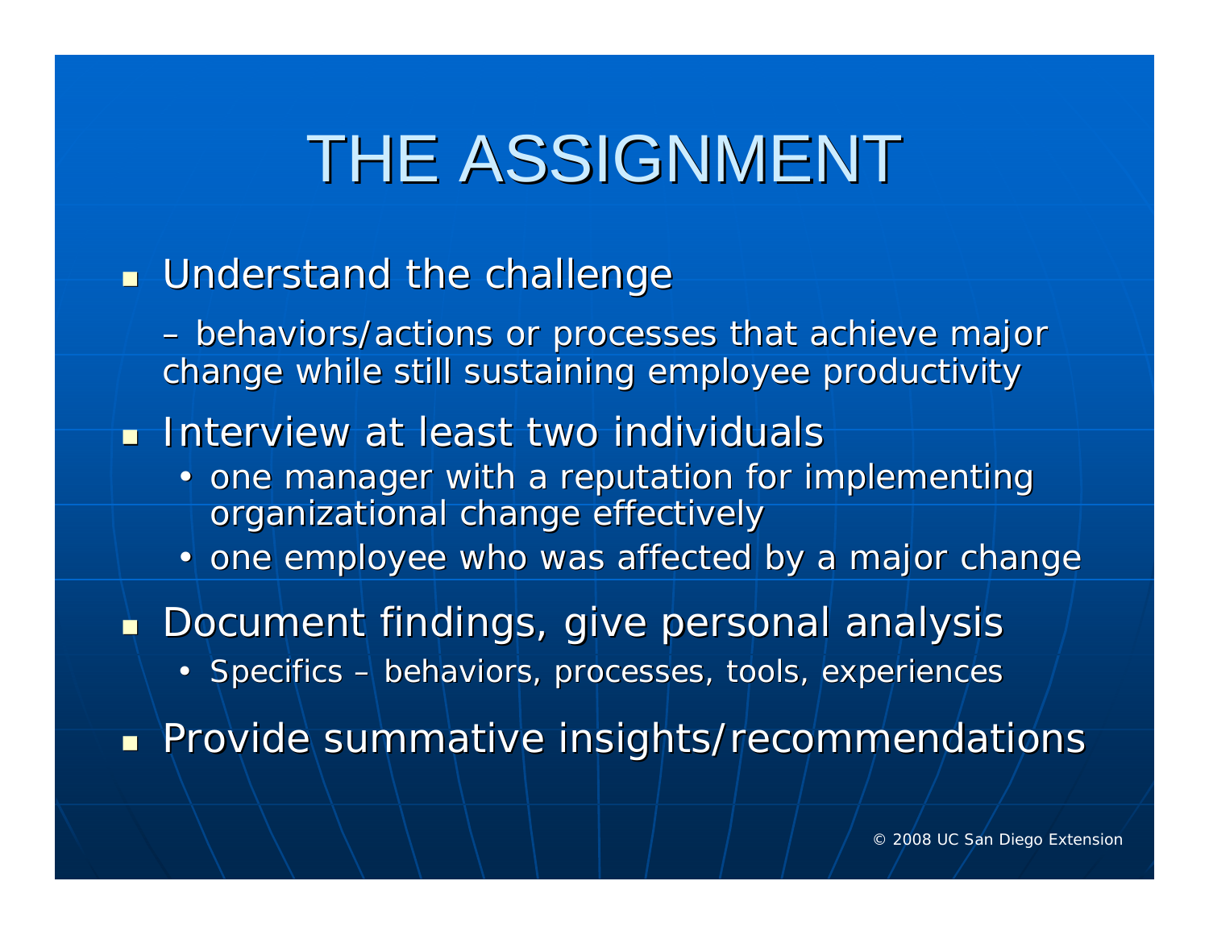# THE ASSIGNMENT

- Understand the challenge
  - – behaviors/actions or processes that achieve major change while still sustaining employee productivity
- Interview at least two individuals
  - one manager with a reputation for implementing organizational change effectively
  - one employee who was affected by a major change
- Document findings, give personal analysis
  - Specifics – behaviors, processes, tools, experiences
- Provide summative insights/recommendations

© 2008 UC San Diego Extension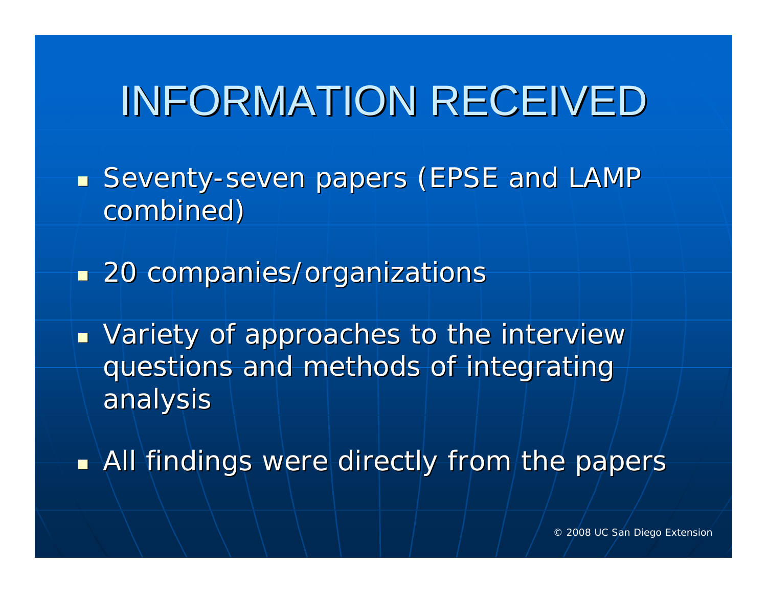# INFORMATION RECEIVED

- Seventy-seven papers (EPSE and LAMP combined)
- 20 companies/organizations
- Variety of approaches to the interview questions and methods of integrating analysis
- All findings were directly from the papers

© 2008 UC San Diego Extension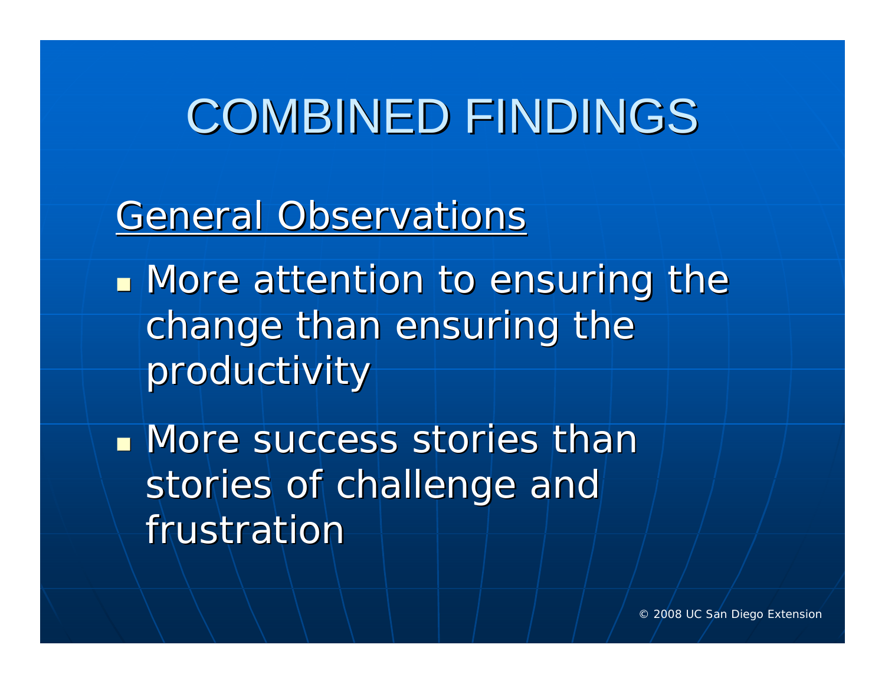# COMBINED FINDINGS

## General Observations

- More attention to ensuring the change than ensuring the productivity
- More success stories than stories of challenge and frustration

© 2008 UC San Diego Extension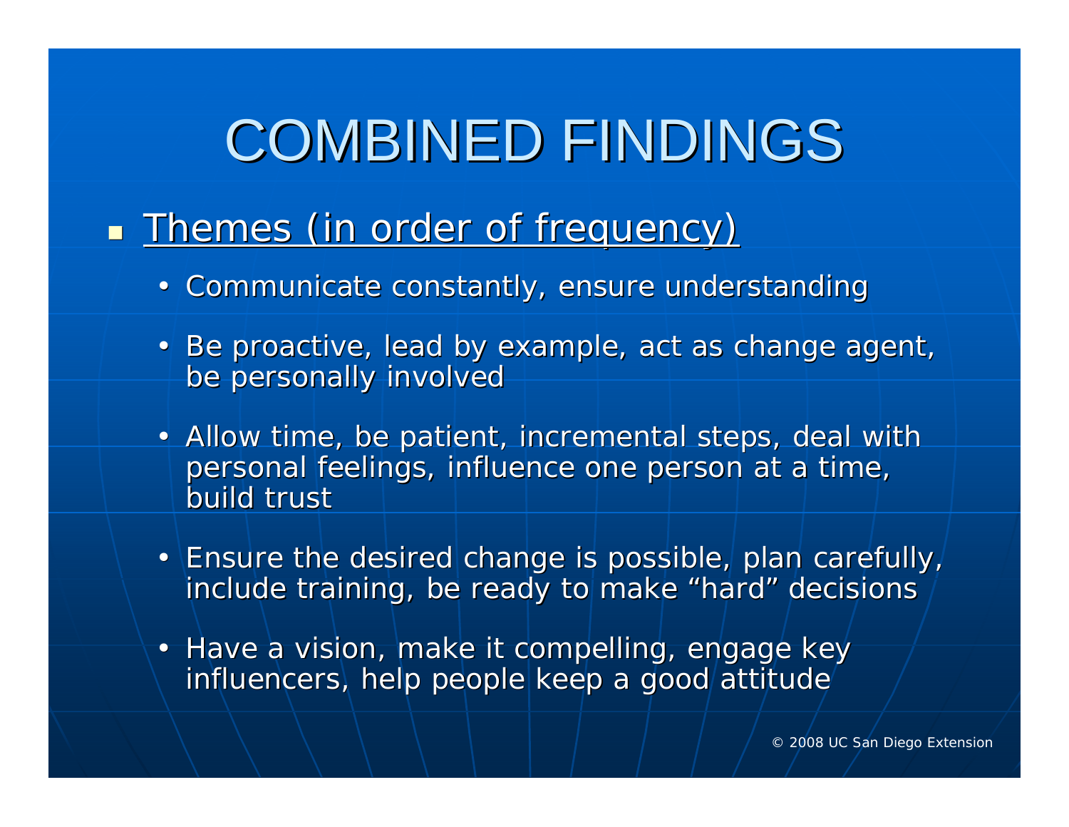# COMBINED FINDINGS

- Themes (in order of frequency)
  - Communicate constantly, ensure understanding
  - Be proactive, lead by example, act as change agent, be personally involved
  - Allow time, be patient, incremental steps, deal with personal feelings, influence one person at a time, build trust
  - Ensure the desired change is possible, plan carefully, include training, be ready to make "hard" decisions
  - Have a vision, make it compelling, engage key influencers, help people keep a good attitude

© 2008 UC San Diego Extension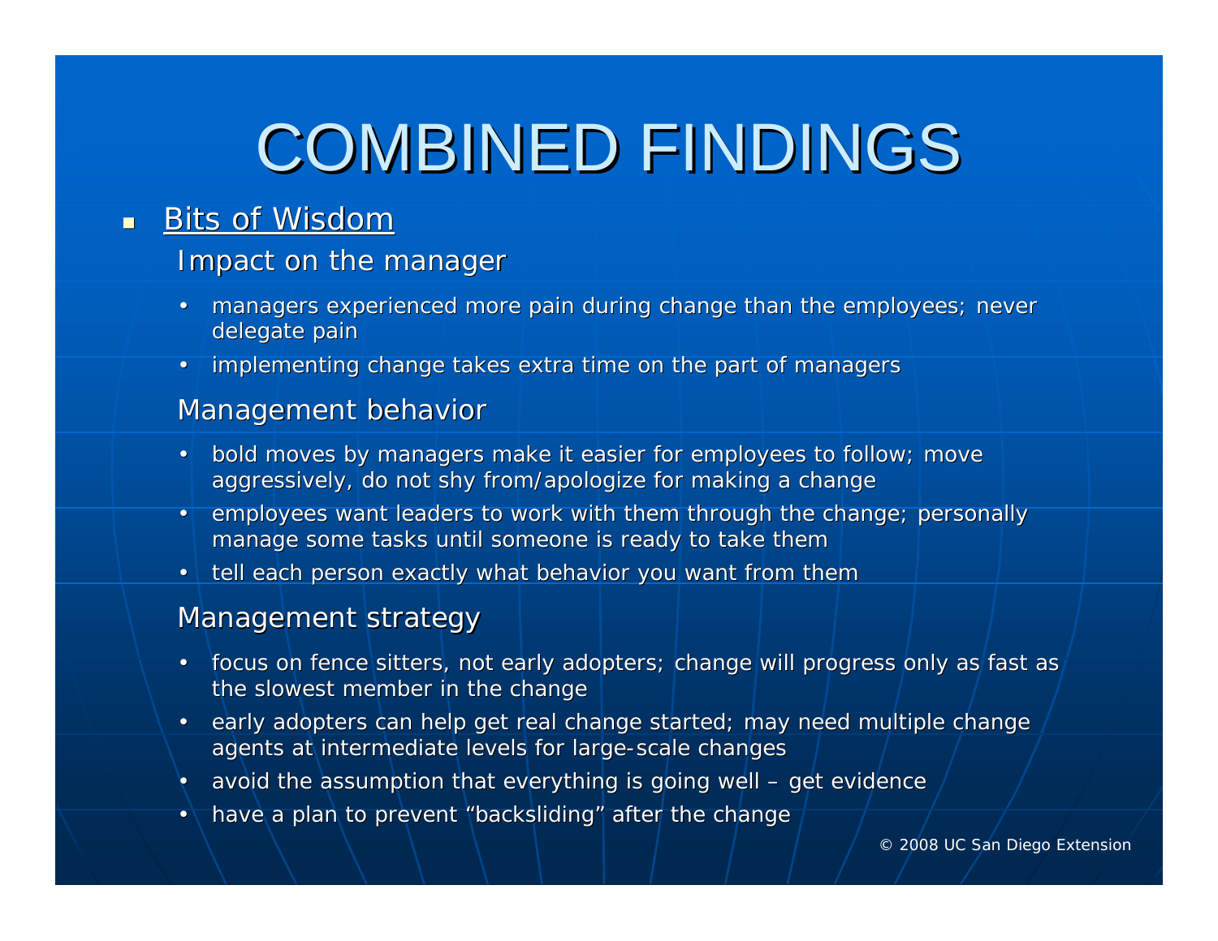# COMBINED FINDINGS

- Bits of Wisdom

### Impact on the manager

- managers experienced more pain during change than the employees; never delegate pain
- implementing change takes extra time on the part of managers

### Management behavior

- bold moves by managers make it easier for employees to follow; move aggressively, do not shy from/apologize for making a change
- employees want leaders to work with them through the change; personally manage some tasks until someone is ready to take them
- tell each person exactly what behavior you want from them

### Management strategy

- focus on fence sitters, not early adopters; change will progress only as fast as the slowest member in the change
- early adopters can help get real change started; may need multiple change agents at intermediate levels for large-scale changes
- avoid the assumption that everything is going well – get evidence
- have a plan to prevent "backsliding" after the change

© 2008 UC San Diego Extension